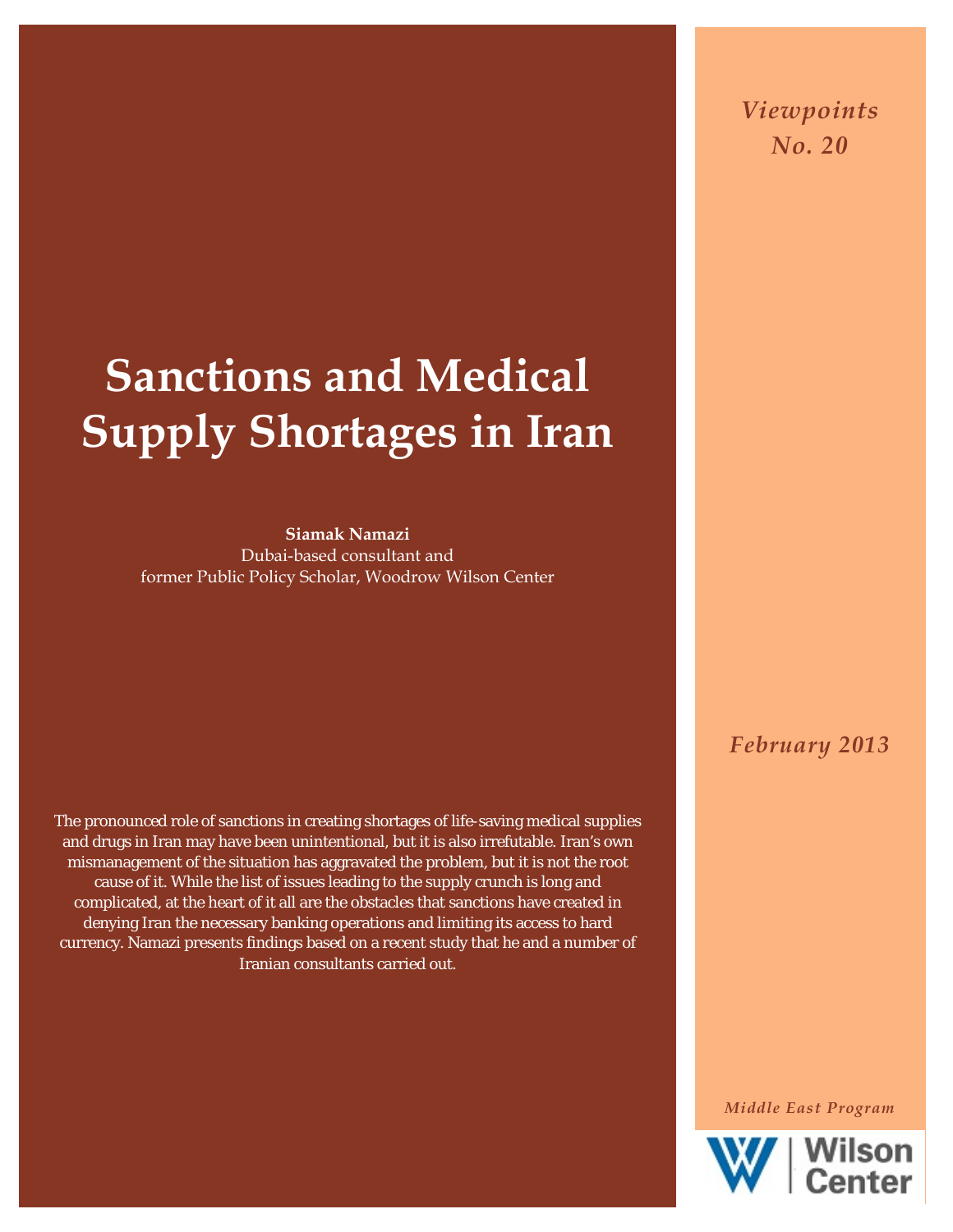*Viewpoints*
*No. 20*

# Sanctions and Medical Supply Shortages in Iran

**Siamak Namazi**
Dubai-based consultant and
former Public Policy Scholar, Woodrow Wilson Center

*February 2013*

The pronounced role of sanctions in creating shortages of life-saving medical supplies and drugs in Iran may have been unintentional, but it is also irrefutable. Iran's own mismanagement of the situation has aggravated the problem, but it is not the root cause of it. While the list of issues leading to the supply crunch is long and complicated, at the heart of it all are the obstacles that sanctions have created in denying Iran the necessary banking operations and limiting its access to hard currency. Namazi presents findings based on a recent study that he and a number of Iranian consultants carried out.

*Middle East Program*

Wilson Center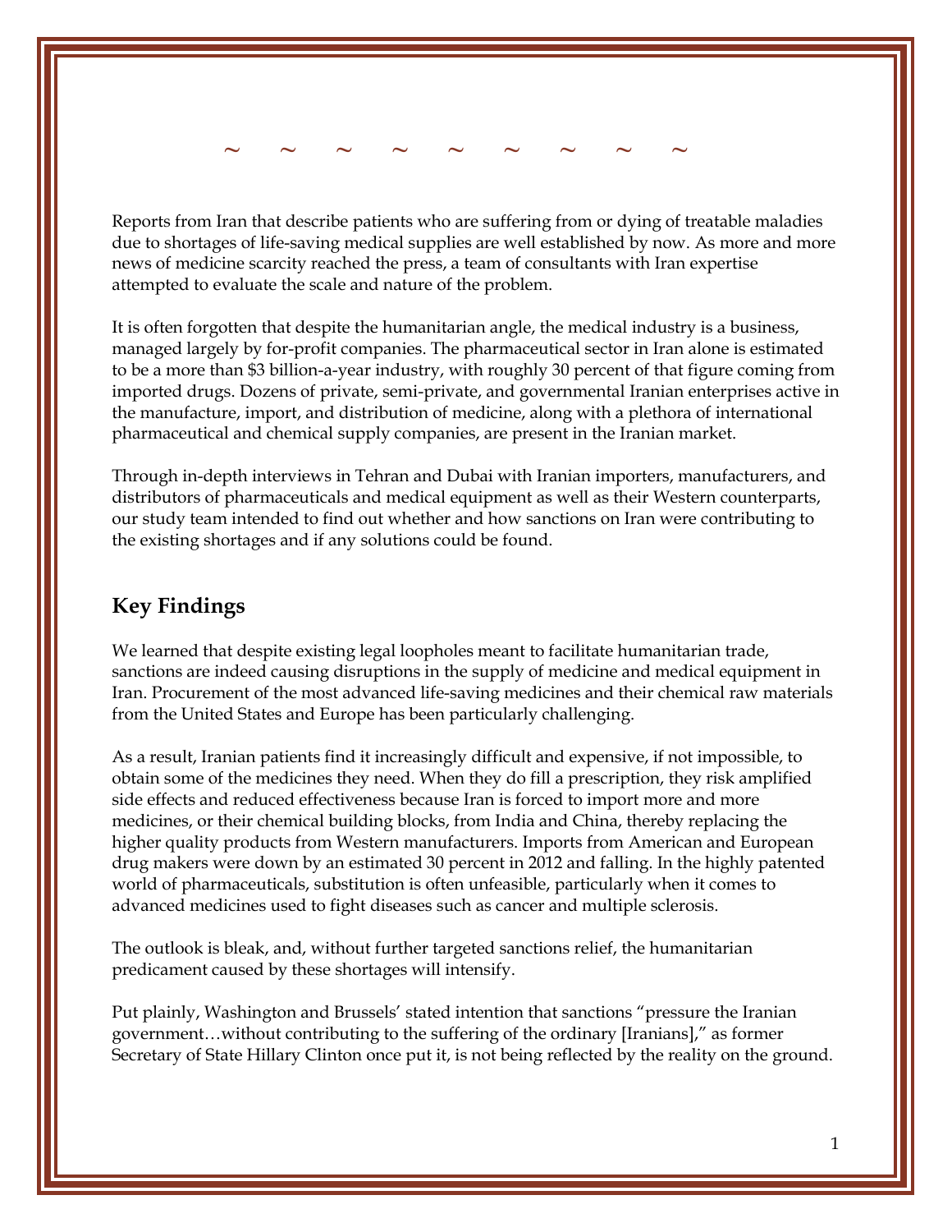~ ~ ~ ~ ~ ~ ~ ~ ~

Reports from Iran that describe patients who are suffering from or dying of treatable maladies due to shortages of life-saving medical supplies are well established by now. As more and more news of medicine scarcity reached the press, a team of consultants with Iran expertise attempted to evaluate the scale and nature of the problem.

It is often forgotten that despite the humanitarian angle, the medical industry is a business, managed largely by for-profit companies. The pharmaceutical sector in Iran alone is estimated to be a more than $3 billion-a-year industry, with roughly 30 percent of that figure coming from imported drugs. Dozens of private, semi-private, and governmental Iranian enterprises active in the manufacture, import, and distribution of medicine, along with a plethora of international pharmaceutical and chemical supply companies, are present in the Iranian market.

Through in-depth interviews in Tehran and Dubai with Iranian importers, manufacturers, and distributors of pharmaceuticals and medical equipment as well as their Western counterparts, our study team intended to find out whether and how sanctions on Iran were contributing to the existing shortages and if any solutions could be found.

## Key Findings

We learned that despite existing legal loopholes meant to facilitate humanitarian trade, sanctions are indeed causing disruptions in the supply of medicine and medical equipment in Iran. Procurement of the most advanced life-saving medicines and their chemical raw materials from the United States and Europe has been particularly challenging.

As a result, Iranian patients find it increasingly difficult and expensive, if not impossible, to obtain some of the medicines they need. When they do fill a prescription, they risk amplified side effects and reduced effectiveness because Iran is forced to import more and more medicines, or their chemical building blocks, from India and China, thereby replacing the higher quality products from Western manufacturers. Imports from American and European drug makers were down by an estimated 30 percent in 2012 and falling. In the highly patented world of pharmaceuticals, substitution is often unfeasible, particularly when it comes to advanced medicines used to fight diseases such as cancer and multiple sclerosis.

The outlook is bleak, and, without further targeted sanctions relief, the humanitarian predicament caused by these shortages will intensify.

Put plainly, Washington and Brussels' stated intention that sanctions "pressure the Iranian government…without contributing to the suffering of the ordinary [Iranians]," as former Secretary of State Hillary Clinton once put it, is not being reflected by the reality on the ground.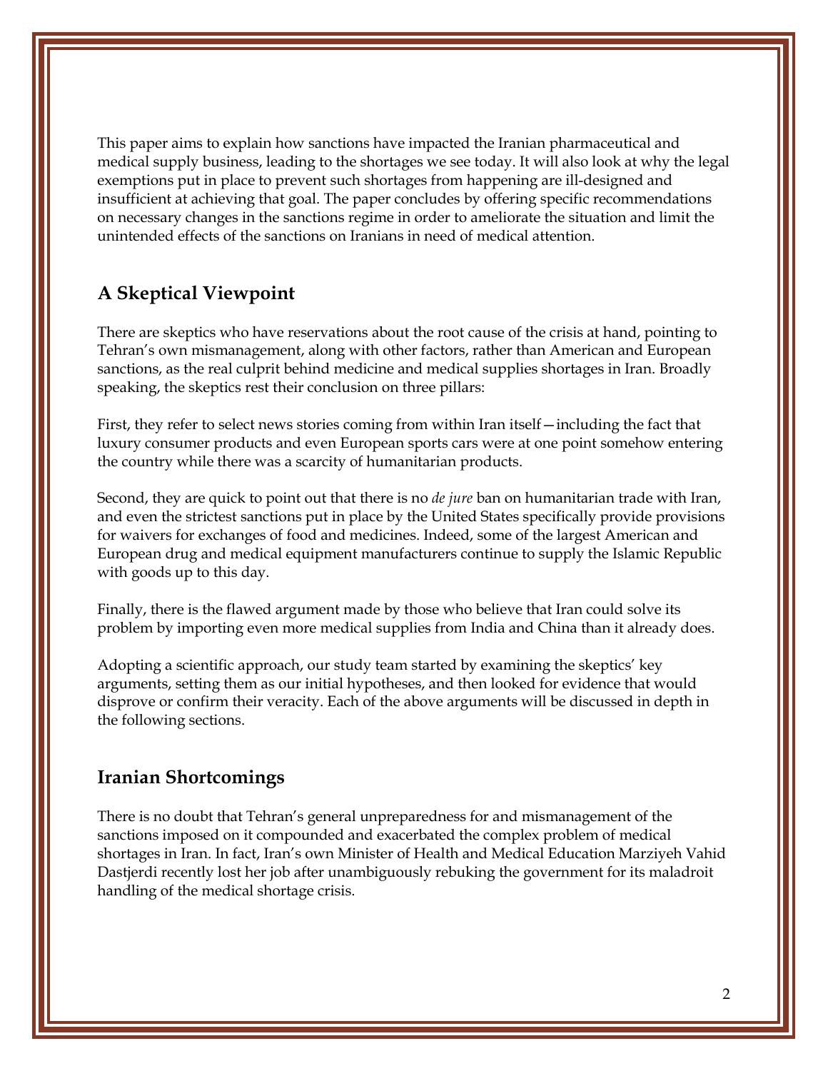This paper aims to explain how sanctions have impacted the Iranian pharmaceutical and medical supply business, leading to the shortages we see today. It will also look at why the legal exemptions put in place to prevent such shortages from happening are ill-designed and insufficient at achieving that goal. The paper concludes by offering specific recommendations on necessary changes in the sanctions regime in order to ameliorate the situation and limit the unintended effects of the sanctions on Iranians in need of medical attention.

## A Skeptical Viewpoint

There are skeptics who have reservations about the root cause of the crisis at hand, pointing to Tehran's own mismanagement, along with other factors, rather than American and European sanctions, as the real culprit behind medicine and medical supplies shortages in Iran. Broadly speaking, the skeptics rest their conclusion on three pillars:

First, they refer to select news stories coming from within Iran itself—including the fact that luxury consumer products and even European sports cars were at one point somehow entering the country while there was a scarcity of humanitarian products.

Second, they are quick to point out that there is no *de jure* ban on humanitarian trade with Iran, and even the strictest sanctions put in place by the United States specifically provide provisions for waivers for exchanges of food and medicines. Indeed, some of the largest American and European drug and medical equipment manufacturers continue to supply the Islamic Republic with goods up to this day.

Finally, there is the flawed argument made by those who believe that Iran could solve its problem by importing even more medical supplies from India and China than it already does.

Adopting a scientific approach, our study team started by examining the skeptics' key arguments, setting them as our initial hypotheses, and then looked for evidence that would disprove or confirm their veracity. Each of the above arguments will be discussed in depth in the following sections.

## Iranian Shortcomings

There is no doubt that Tehran's general unpreparedness for and mismanagement of the sanctions imposed on it compounded and exacerbated the complex problem of medical shortages in Iran. In fact, Iran's own Minister of Health and Medical Education Marziyeh Vahid Dastjerdi recently lost her job after unambiguously rebuking the government for its maladroit handling of the medical shortage crisis.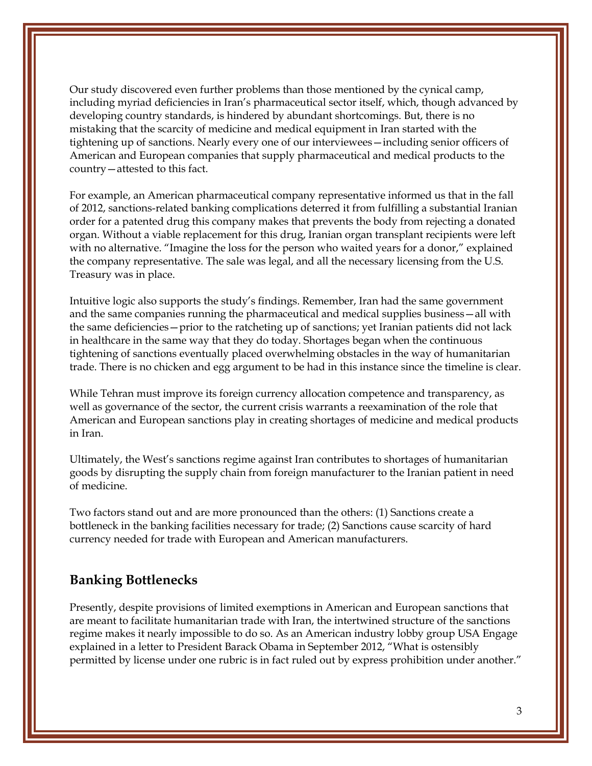Our study discovered even further problems than those mentioned by the cynical camp, including myriad deficiencies in Iran's pharmaceutical sector itself, which, though advanced by developing country standards, is hindered by abundant shortcomings. But, there is no mistaking that the scarcity of medicine and medical equipment in Iran started with the tightening up of sanctions. Nearly every one of our interviewees—including senior officers of American and European companies that supply pharmaceutical and medical products to the country—attested to this fact.

For example, an American pharmaceutical company representative informed us that in the fall of 2012, sanctions-related banking complications deterred it from fulfilling a substantial Iranian order for a patented drug this company makes that prevents the body from rejecting a donated organ. Without a viable replacement for this drug, Iranian organ transplant recipients were left with no alternative. "Imagine the loss for the person who waited years for a donor," explained the company representative. The sale was legal, and all the necessary licensing from the U.S. Treasury was in place.

Intuitive logic also supports the study's findings. Remember, Iran had the same government and the same companies running the pharmaceutical and medical supplies business—all with the same deficiencies—prior to the ratcheting up of sanctions; yet Iranian patients did not lack in healthcare in the same way that they do today. Shortages began when the continuous tightening of sanctions eventually placed overwhelming obstacles in the way of humanitarian trade. There is no chicken and egg argument to be had in this instance since the timeline is clear.

While Tehran must improve its foreign currency allocation competence and transparency, as well as governance of the sector, the current crisis warrants a reexamination of the role that American and European sanctions play in creating shortages of medicine and medical products in Iran.

Ultimately, the West's sanctions regime against Iran contributes to shortages of humanitarian goods by disrupting the supply chain from foreign manufacturer to the Iranian patient in need of medicine.

Two factors stand out and are more pronounced than the others: (1) Sanctions create a bottleneck in the banking facilities necessary for trade; (2) Sanctions cause scarcity of hard currency needed for trade with European and American manufacturers.

## Banking Bottlenecks

Presently, despite provisions of limited exemptions in American and European sanctions that are meant to facilitate humanitarian trade with Iran, the intertwined structure of the sanctions regime makes it nearly impossible to do so. As an American industry lobby group USA Engage explained in a letter to President Barack Obama in September 2012, "What is ostensibly permitted by license under one rubric is in fact ruled out by express prohibition under another."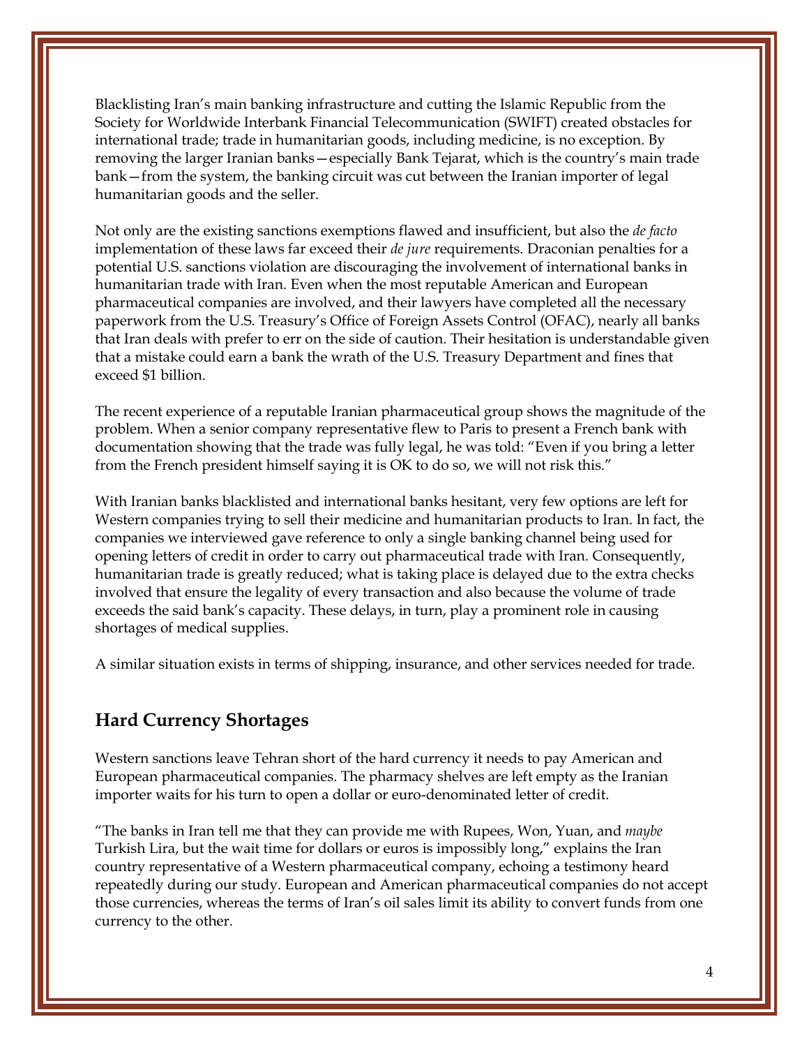Blacklisting Iran's main banking infrastructure and cutting the Islamic Republic from the Society for Worldwide Interbank Financial Telecommunication (SWIFT) created obstacles for international trade; trade in humanitarian goods, including medicine, is no exception. By removing the larger Iranian banks—especially Bank Tejarat, which is the country's main trade bank—from the system, the banking circuit was cut between the Iranian importer of legal humanitarian goods and the seller.

Not only are the existing sanctions exemptions flawed and insufficient, but also the *de facto* implementation of these laws far exceed their *de jure* requirements. Draconian penalties for a potential U.S. sanctions violation are discouraging the involvement of international banks in humanitarian trade with Iran. Even when the most reputable American and European pharmaceutical companies are involved, and their lawyers have completed all the necessary paperwork from the U.S. Treasury's Office of Foreign Assets Control (OFAC), nearly all banks that Iran deals with prefer to err on the side of caution. Their hesitation is understandable given that a mistake could earn a bank the wrath of the U.S. Treasury Department and fines that exceed $1 billion.

The recent experience of a reputable Iranian pharmaceutical group shows the magnitude of the problem. When a senior company representative flew to Paris to present a French bank with documentation showing that the trade was fully legal, he was told: "Even if you bring a letter from the French president himself saying it is OK to do so, we will not risk this."

With Iranian banks blacklisted and international banks hesitant, very few options are left for Western companies trying to sell their medicine and humanitarian products to Iran. In fact, the companies we interviewed gave reference to only a single banking channel being used for opening letters of credit in order to carry out pharmaceutical trade with Iran. Consequently, humanitarian trade is greatly reduced; what is taking place is delayed due to the extra checks involved that ensure the legality of every transaction and also because the volume of trade exceeds the said bank's capacity. These delays, in turn, play a prominent role in causing shortages of medical supplies.

A similar situation exists in terms of shipping, insurance, and other services needed for trade.

## Hard Currency Shortages

Western sanctions leave Tehran short of the hard currency it needs to pay American and European pharmaceutical companies. The pharmacy shelves are left empty as the Iranian importer waits for his turn to open a dollar or euro-denominated letter of credit.

"The banks in Iran tell me that they can provide me with Rupees, Won, Yuan, and *maybe* Turkish Lira, but the wait time for dollars or euros is impossibly long," explains the Iran country representative of a Western pharmaceutical company, echoing a testimony heard repeatedly during our study. European and American pharmaceutical companies do not accept those currencies, whereas the terms of Iran's oil sales limit its ability to convert funds from one currency to the other.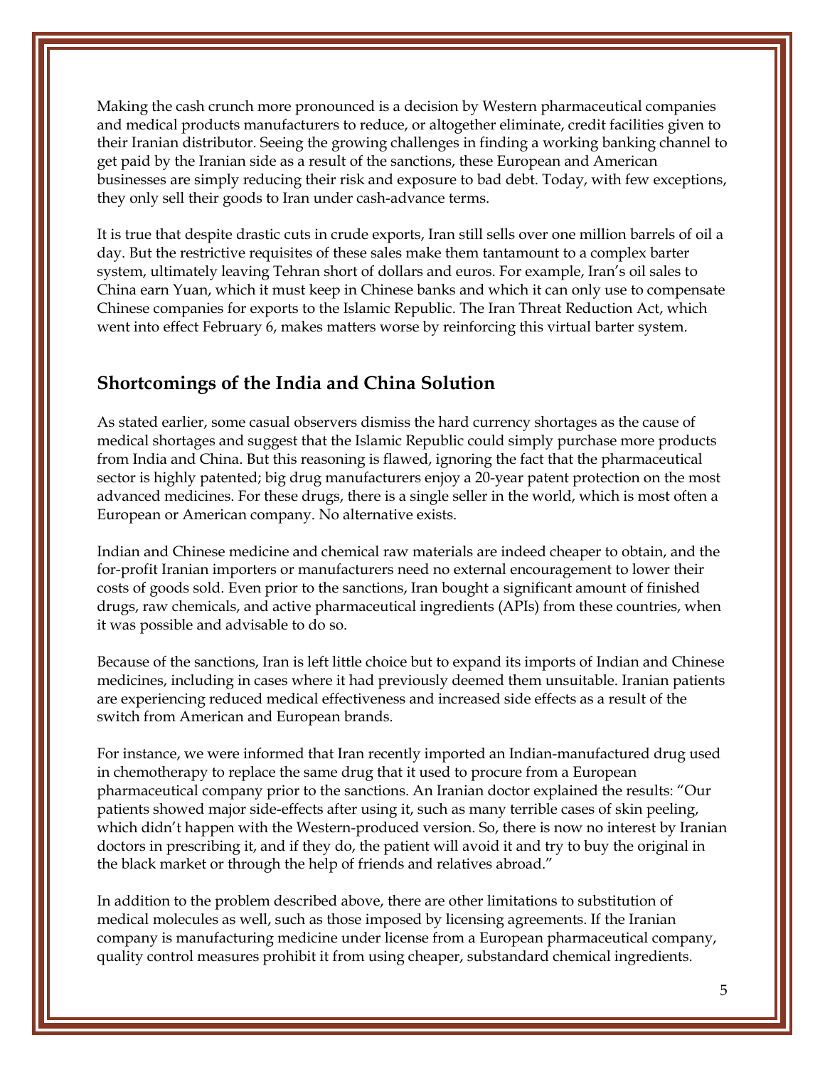Making the cash crunch more pronounced is a decision by Western pharmaceutical companies and medical products manufacturers to reduce, or altogether eliminate, credit facilities given to their Iranian distributor. Seeing the growing challenges in finding a working banking channel to get paid by the Iranian side as a result of the sanctions, these European and American businesses are simply reducing their risk and exposure to bad debt. Today, with few exceptions, they only sell their goods to Iran under cash-advance terms.

It is true that despite drastic cuts in crude exports, Iran still sells over one million barrels of oil a day. But the restrictive requisites of these sales make them tantamount to a complex barter system, ultimately leaving Tehran short of dollars and euros. For example, Iran's oil sales to China earn Yuan, which it must keep in Chinese banks and which it can only use to compensate Chinese companies for exports to the Islamic Republic. The Iran Threat Reduction Act, which went into effect February 6, makes matters worse by reinforcing this virtual barter system.

## Shortcomings of the India and China Solution

As stated earlier, some casual observers dismiss the hard currency shortages as the cause of medical shortages and suggest that the Islamic Republic could simply purchase more products from India and China. But this reasoning is flawed, ignoring the fact that the pharmaceutical sector is highly patented; big drug manufacturers enjoy a 20-year patent protection on the most advanced medicines. For these drugs, there is a single seller in the world, which is most often a European or American company. No alternative exists.

Indian and Chinese medicine and chemical raw materials are indeed cheaper to obtain, and the for-profit Iranian importers or manufacturers need no external encouragement to lower their costs of goods sold. Even prior to the sanctions, Iran bought a significant amount of finished drugs, raw chemicals, and active pharmaceutical ingredients (APIs) from these countries, when it was possible and advisable to do so.

Because of the sanctions, Iran is left little choice but to expand its imports of Indian and Chinese medicines, including in cases where it had previously deemed them unsuitable. Iranian patients are experiencing reduced medical effectiveness and increased side effects as a result of the switch from American and European brands.

For instance, we were informed that Iran recently imported an Indian-manufactured drug used in chemotherapy to replace the same drug that it used to procure from a European pharmaceutical company prior to the sanctions. An Iranian doctor explained the results: "Our patients showed major side-effects after using it, such as many terrible cases of skin peeling, which didn't happen with the Western-produced version. So, there is now no interest by Iranian doctors in prescribing it, and if they do, the patient will avoid it and try to buy the original in the black market or through the help of friends and relatives abroad."

In addition to the problem described above, there are other limitations to substitution of medical molecules as well, such as those imposed by licensing agreements. If the Iranian company is manufacturing medicine under license from a European pharmaceutical company, quality control measures prohibit it from using cheaper, substandard chemical ingredients.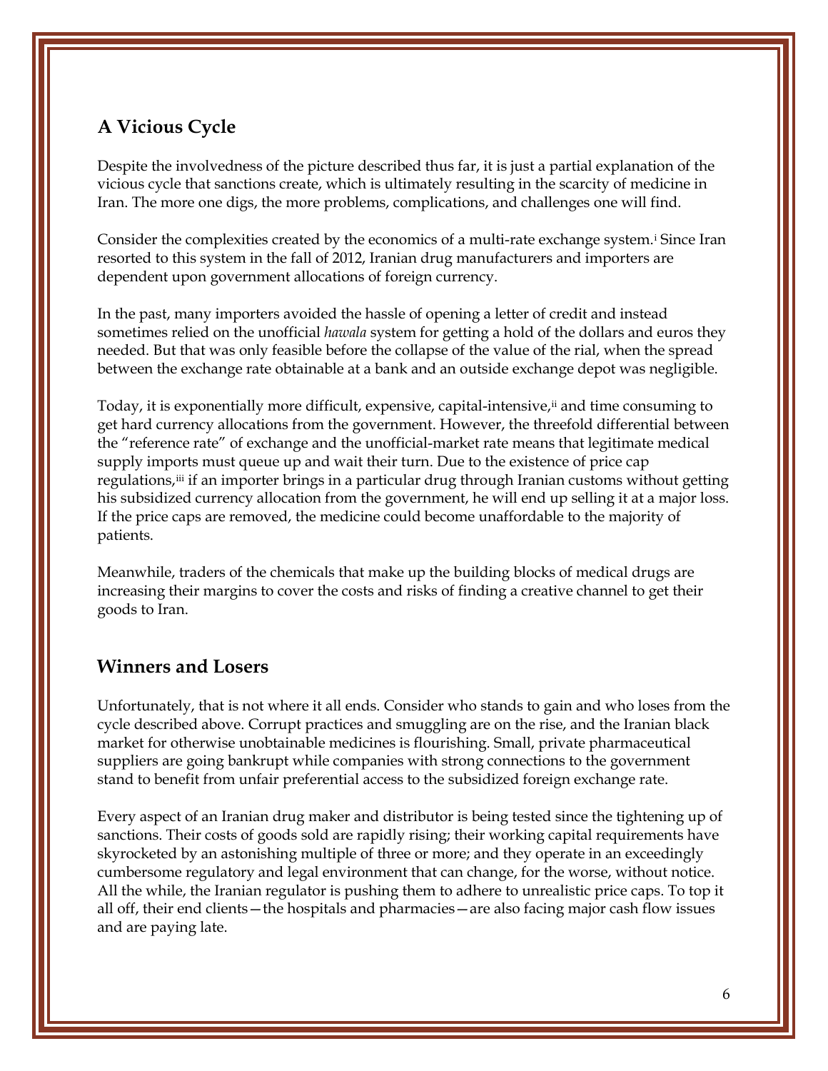## A Vicious Cycle

Despite the involvedness of the picture described thus far, it is just a partial explanation of the vicious cycle that sanctions create, which is ultimately resulting in the scarcity of medicine in Iran. The more one digs, the more problems, complications, and challenges one will find.

Consider the complexities created by the economics of a multi-rate exchange system.[i] Since Iran resorted to this system in the fall of 2012, Iranian drug manufacturers and importers are dependent upon government allocations of foreign currency.

In the past, many importers avoided the hassle of opening a letter of credit and instead sometimes relied on the unofficial *hawala* system for getting a hold of the dollars and euros they needed. But that was only feasible before the collapse of the value of the rial, when the spread between the exchange rate obtainable at a bank and an outside exchange depot was negligible.

Today, it is exponentially more difficult, expensive, capital-intensive,[ii] and time consuming to get hard currency allocations from the government. However, the threefold differential between the "reference rate" of exchange and the unofficial-market rate means that legitimate medical supply imports must queue up and wait their turn. Due to the existence of price cap regulations,[iii] if an importer brings in a particular drug through Iranian customs without getting his subsidized currency allocation from the government, he will end up selling it at a major loss. If the price caps are removed, the medicine could become unaffordable to the majority of patients.

Meanwhile, traders of the chemicals that make up the building blocks of medical drugs are increasing their margins to cover the costs and risks of finding a creative channel to get their goods to Iran.

## Winners and Losers

Unfortunately, that is not where it all ends. Consider who stands to gain and who loses from the cycle described above. Corrupt practices and smuggling are on the rise, and the Iranian black market for otherwise unobtainable medicines is flourishing. Small, private pharmaceutical suppliers are going bankrupt while companies with strong connections to the government stand to benefit from unfair preferential access to the subsidized foreign exchange rate.

Every aspect of an Iranian drug maker and distributor is being tested since the tightening up of sanctions. Their costs of goods sold are rapidly rising; their working capital requirements have skyrocketed by an astonishing multiple of three or more; and they operate in an exceedingly cumbersome regulatory and legal environment that can change, for the worse, without notice. All the while, the Iranian regulator is pushing them to adhere to unrealistic price caps. To top it all off, their end clients—the hospitals and pharmacies—are also facing major cash flow issues and are paying late.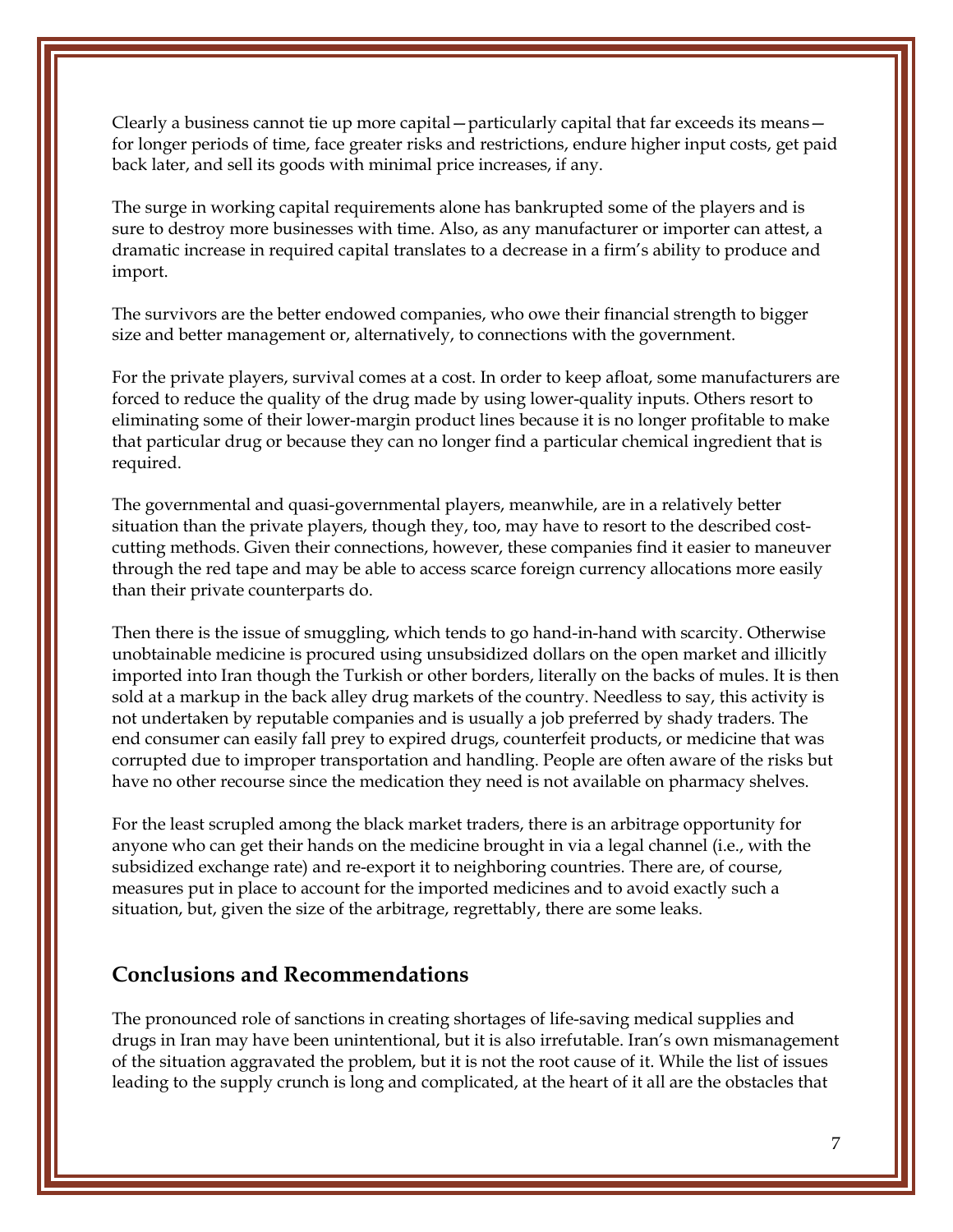Clearly a business cannot tie up more capital—particularly capital that far exceeds its means—for longer periods of time, face greater risks and restrictions, endure higher input costs, get paid back later, and sell its goods with minimal price increases, if any.

The surge in working capital requirements alone has bankrupted some of the players and is sure to destroy more businesses with time. Also, as any manufacturer or importer can attest, a dramatic increase in required capital translates to a decrease in a firm's ability to produce and import.

The survivors are the better endowed companies, who owe their financial strength to bigger size and better management or, alternatively, to connections with the government.

For the private players, survival comes at a cost. In order to keep afloat, some manufacturers are forced to reduce the quality of the drug made by using lower-quality inputs. Others resort to eliminating some of their lower-margin product lines because it is no longer profitable to make that particular drug or because they can no longer find a particular chemical ingredient that is required.

The governmental and quasi-governmental players, meanwhile, are in a relatively better situation than the private players, though they, too, may have to resort to the described cost-cutting methods. Given their connections, however, these companies find it easier to maneuver through the red tape and may be able to access scarce foreign currency allocations more easily than their private counterparts do.

Then there is the issue of smuggling, which tends to go hand-in-hand with scarcity. Otherwise unobtainable medicine is procured using unsubsidized dollars on the open market and illicitly imported into Iran though the Turkish or other borders, literally on the backs of mules. It is then sold at a markup in the back alley drug markets of the country. Needless to say, this activity is not undertaken by reputable companies and is usually a job preferred by shady traders. The end consumer can easily fall prey to expired drugs, counterfeit products, or medicine that was corrupted due to improper transportation and handling. People are often aware of the risks but have no other recourse since the medication they need is not available on pharmacy shelves.

For the least scrupled among the black market traders, there is an arbitrage opportunity for anyone who can get their hands on the medicine brought in via a legal channel (i.e., with the subsidized exchange rate) and re-export it to neighboring countries. There are, of course, measures put in place to account for the imported medicines and to avoid exactly such a situation, but, given the size of the arbitrage, regrettably, there are some leaks.

## Conclusions and Recommendations

The pronounced role of sanctions in creating shortages of life-saving medical supplies and drugs in Iran may have been unintentional, but it is also irrefutable. Iran's own mismanagement of the situation aggravated the problem, but it is not the root cause of it. While the list of issues leading to the supply crunch is long and complicated, at the heart of it all are the obstacles that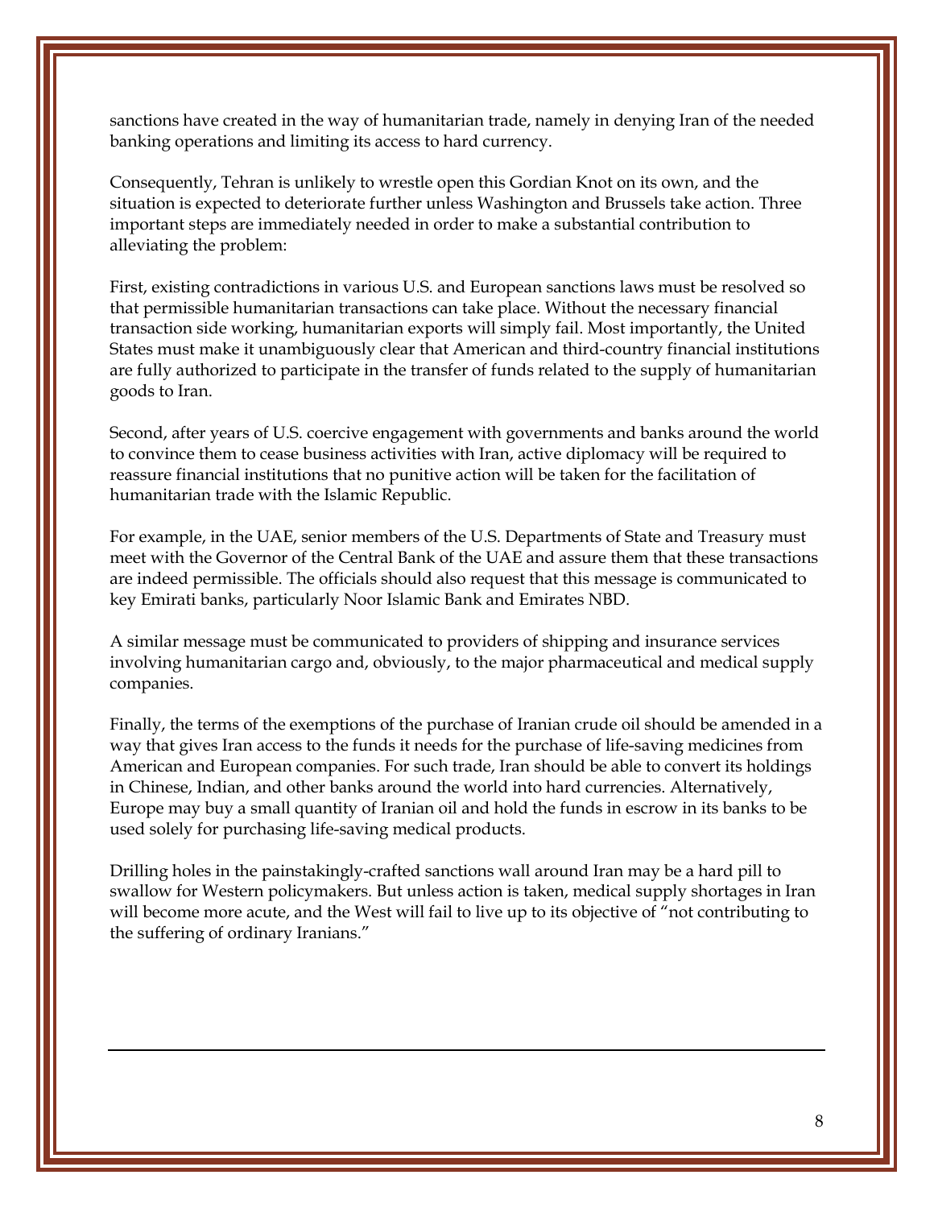sanctions have created in the way of humanitarian trade, namely in denying Iran of the needed banking operations and limiting its access to hard currency.

Consequently, Tehran is unlikely to wrestle open this Gordian Knot on its own, and the situation is expected to deteriorate further unless Washington and Brussels take action. Three important steps are immediately needed in order to make a substantial contribution to alleviating the problem:

First, existing contradictions in various U.S. and European sanctions laws must be resolved so that permissible humanitarian transactions can take place. Without the necessary financial transaction side working, humanitarian exports will simply fail. Most importantly, the United States must make it unambiguously clear that American and third-country financial institutions are fully authorized to participate in the transfer of funds related to the supply of humanitarian goods to Iran.

Second, after years of U.S. coercive engagement with governments and banks around the world to convince them to cease business activities with Iran, active diplomacy will be required to reassure financial institutions that no punitive action will be taken for the facilitation of humanitarian trade with the Islamic Republic.

For example, in the UAE, senior members of the U.S. Departments of State and Treasury must meet with the Governor of the Central Bank of the UAE and assure them that these transactions are indeed permissible. The officials should also request that this message is communicated to key Emirati banks, particularly Noor Islamic Bank and Emirates NBD.

A similar message must be communicated to providers of shipping and insurance services involving humanitarian cargo and, obviously, to the major pharmaceutical and medical supply companies.

Finally, the terms of the exemptions of the purchase of Iranian crude oil should be amended in a way that gives Iran access to the funds it needs for the purchase of life-saving medicines from American and European companies. For such trade, Iran should be able to convert its holdings in Chinese, Indian, and other banks around the world into hard currencies. Alternatively, Europe may buy a small quantity of Iranian oil and hold the funds in escrow in its banks to be used solely for purchasing life-saving medical products.

Drilling holes in the painstakingly-crafted sanctions wall around Iran may be a hard pill to swallow for Western policymakers. But unless action is taken, medical supply shortages in Iran will become more acute, and the West will fail to live up to its objective of "not contributing to the suffering of ordinary Iranians."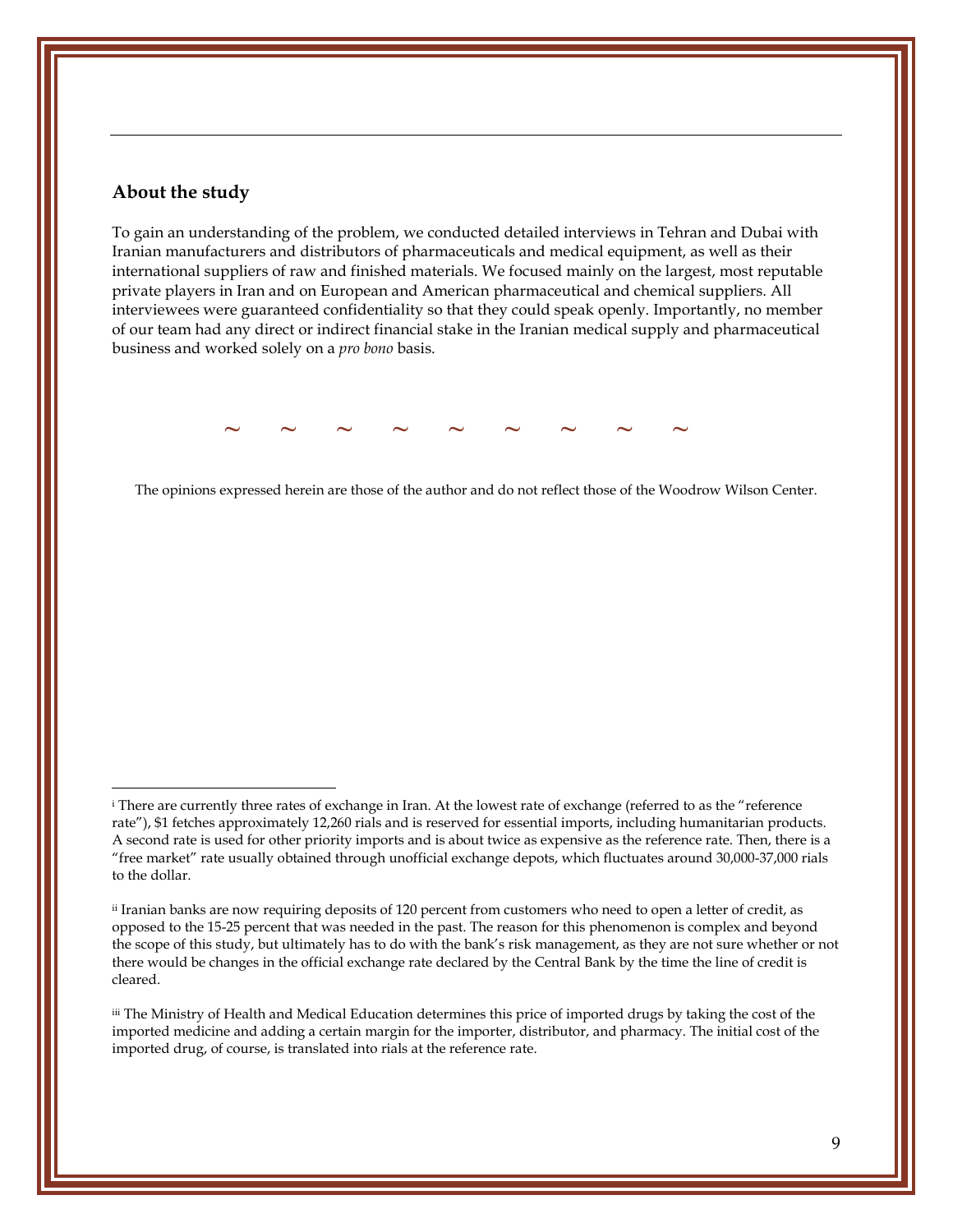## About the study

To gain an understanding of the problem, we conducted detailed interviews in Tehran and Dubai with Iranian manufacturers and distributors of pharmaceuticals and medical equipment, as well as their international suppliers of raw and finished materials. We focused mainly on the largest, most reputable private players in Iran and on European and American pharmaceutical and chemical suppliers. All interviewees were guaranteed confidentiality so that they could speak openly. Importantly, no member of our team had any direct or indirect financial stake in the Iranian medical supply and pharmaceutical business and worked solely on a *pro bono* basis.

~ ~ ~ ~ ~ ~ ~ ~ ~

The opinions expressed herein are those of the author and do not reflect those of the Woodrow Wilson Center.

---

[i] There are currently three rates of exchange in Iran. At the lowest rate of exchange (referred to as the "reference rate"), $1 fetches approximately 12,260 rials and is reserved for essential imports, including humanitarian products. A second rate is used for other priority imports and is about twice as expensive as the reference rate. Then, there is a "free market" rate usually obtained through unofficial exchange depots, which fluctuates around 30,000-37,000 rials to the dollar.

[ii] Iranian banks are now requiring deposits of 120 percent from customers who need to open a letter of credit, as opposed to the 15-25 percent that was needed in the past. The reason for this phenomenon is complex and beyond the scope of this study, but ultimately has to do with the bank's risk management, as they are not sure whether or not there would be changes in the official exchange rate declared by the Central Bank by the time the line of credit is cleared.

[iii] The Ministry of Health and Medical Education determines this price of imported drugs by taking the cost of the imported medicine and adding a certain margin for the importer, distributor, and pharmacy. The initial cost of the imported drug, of course, is translated into rials at the reference rate.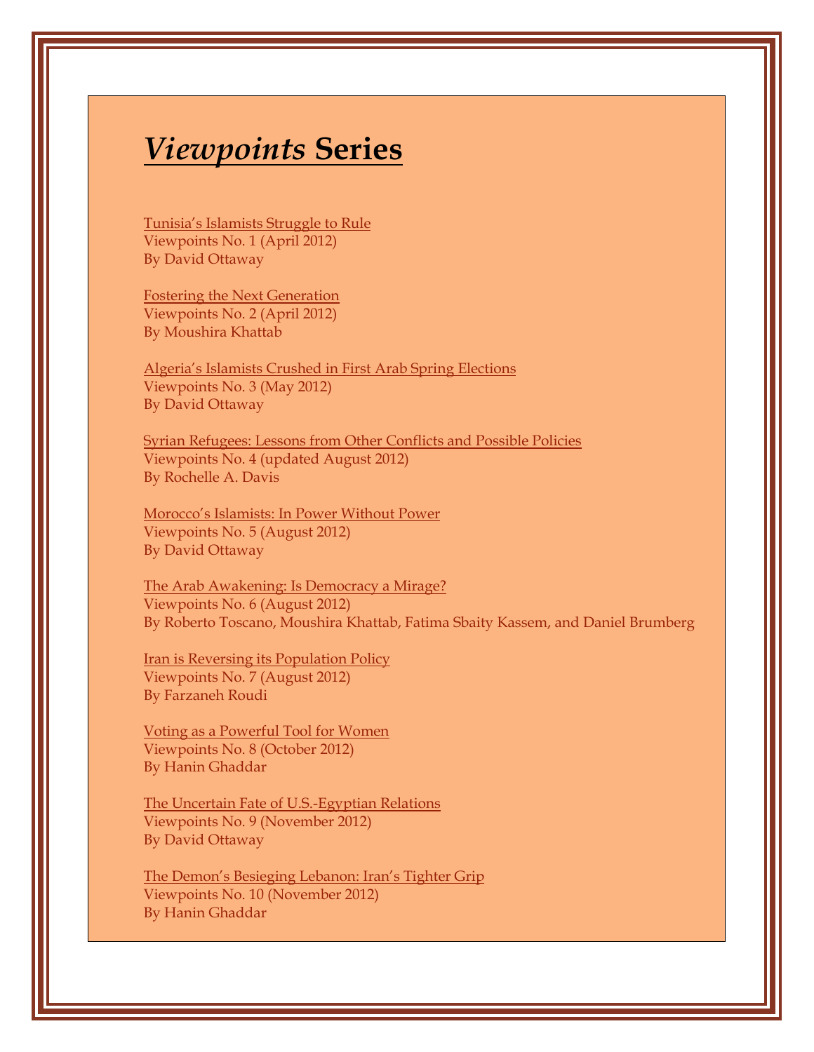# *Viewpoints* Series

Tunisia's Islamists Struggle to Rule
Viewpoints No. 1 (April 2012)
By David Ottaway

Fostering the Next Generation
Viewpoints No. 2 (April 2012)
By Moushira Khattab

Algeria's Islamists Crushed in First Arab Spring Elections
Viewpoints No. 3 (May 2012)
By David Ottaway

Syrian Refugees: Lessons from Other Conflicts and Possible Policies
Viewpoints No. 4 (updated August 2012)
By Rochelle A. Davis

Morocco's Islamists: In Power Without Power
Viewpoints No. 5 (August 2012)
By David Ottaway

The Arab Awakening: Is Democracy a Mirage?
Viewpoints No. 6 (August 2012)
By Roberto Toscano, Moushira Khattab, Fatima Sbaity Kassem, and Daniel Brumberg

Iran is Reversing its Population Policy
Viewpoints No. 7 (August 2012)
By Farzaneh Roudi

Voting as a Powerful Tool for Women
Viewpoints No. 8 (October 2012)
By Hanin Ghaddar

The Uncertain Fate of U.S.-Egyptian Relations
Viewpoints No. 9 (November 2012)
By David Ottaway

The Demon's Besieging Lebanon: Iran's Tighter Grip
Viewpoints No. 10 (November 2012)
By Hanin Ghaddar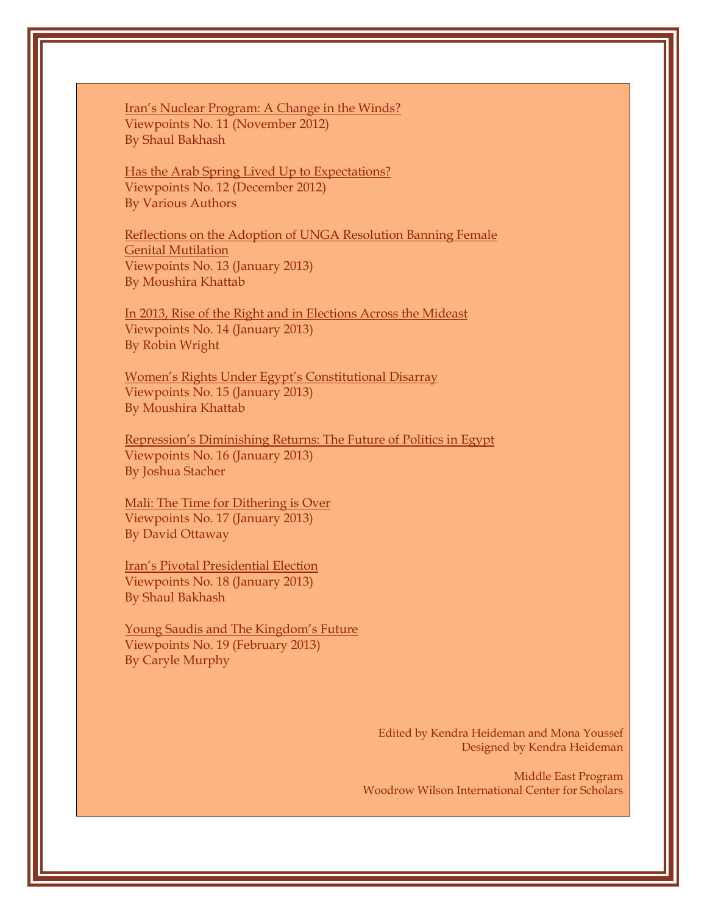Iran's Nuclear Program: A Change in the Winds?
Viewpoints No. 11 (November 2012)
By Shaul Bakhash

Has the Arab Spring Lived Up to Expectations?
Viewpoints No. 12 (December 2012)
By Various Authors

Reflections on the Adoption of UNGA Resolution Banning Female Genital Mutilation
Viewpoints No. 13 (January 2013)
By Moushira Khattab

In 2013, Rise of the Right and in Elections Across the Mideast
Viewpoints No. 14 (January 2013)
By Robin Wright

Women's Rights Under Egypt's Constitutional Disarray
Viewpoints No. 15 (January 2013)
By Moushira Khattab

Repression's Diminishing Returns: The Future of Politics in Egypt
Viewpoints No. 16 (January 2013)
By Joshua Stacher

Mali: The Time for Dithering is Over
Viewpoints No. 17 (January 2013)
By David Ottaway

Iran's Pivotal Presidential Election
Viewpoints No. 18 (January 2013)
By Shaul Bakhash

Young Saudis and The Kingdom's Future
Viewpoints No. 19 (February 2013)
By Caryle Murphy

Edited by Kendra Heideman and Mona Youssef
Designed by Kendra Heideman

Middle East Program
Woodrow Wilson International Center for Scholars